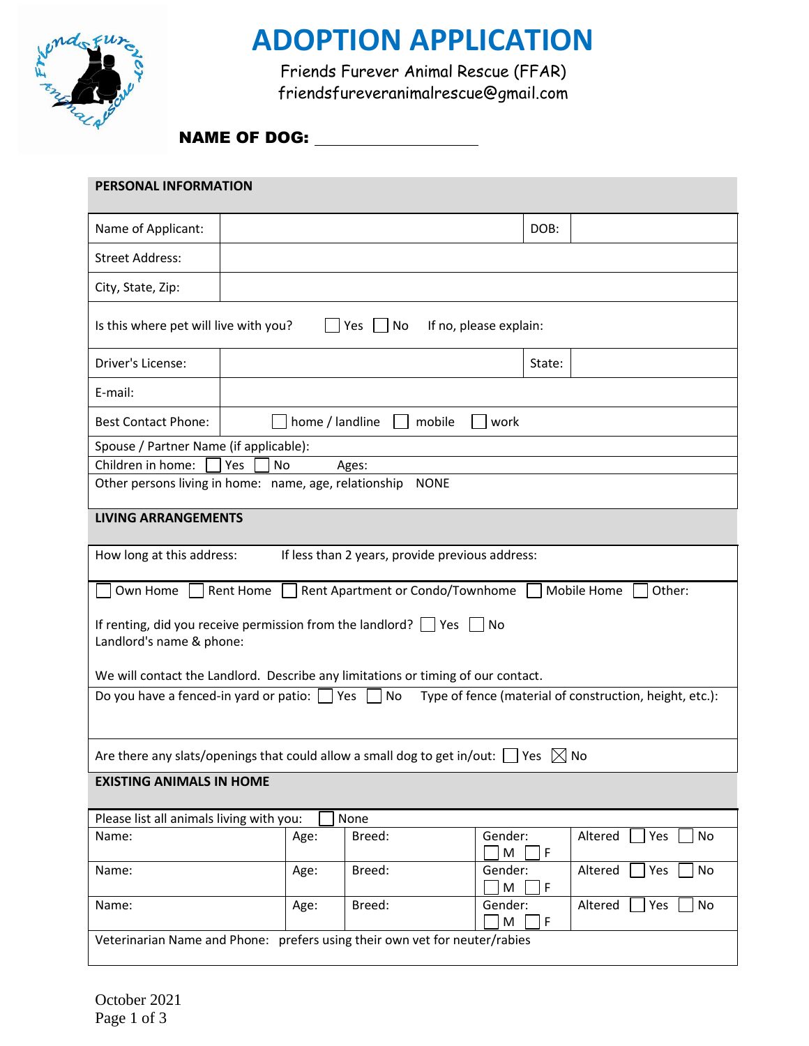# ADOPTION APPLICATION

Friends Furever Animal Rescue (FFAR)
friendsfureveranimalrescue@gmail.com

**NAME OF DOG:** ____________________

## PERSONAL INFORMATION

| Name of Applicant: | | DOB: | |
|---|---|---|---|
| Street Address: | | | |
| City, State, Zip: | | | |
| Is this where pet will live with you? ☐ Yes ☐ No If no, please explain: | | | |
| Driver's License: | | State: | |
| E-mail: | | | |
| Best Contact Phone: | ☐ home / landline ☐ mobile ☐ work | | |
| Spouse / Partner Name (if applicable): | | | |
| Children in home: ☐ Yes ☐ No Ages: | | | |
| Other persons living in home: name, age, relationship NONE | | | |

## LIVING ARRANGEMENTS

How long at this address: If less than 2 years, provide previous address:

☐ Own Home ☐ Rent Home ☐ Rent Apartment or Condo/Townhome ☐ Mobile Home ☐ Other:

If renting, did you receive permission from the landlord? ☐ Yes ☐ No
Landlord's name & phone:

We will contact the Landlord. Describe any limitations or timing of our contact.

Do you have a fenced-in yard or patio: ☐ Yes ☐ No Type of fence (material of construction, height, etc.):

Are there any slats/openings that could allow a small dog to get in/out: ☐ Yes ☒ No

## EXISTING ANIMALS IN HOME

Please list all animals living with you: ☐ None

| Name: | Age: | Breed: | Gender: ☐ M ☐ F | Altered ☐ Yes ☐ No |
|---|---|---|---|---|
| Name: | Age: | Breed: | Gender: ☐ M ☐ F | Altered ☐ Yes ☐ No |
| Name: | Age: | Breed: | Gender: ☐ M ☐ F | Altered ☐ Yes ☐ No |

Veterinarian Name and Phone: prefers using their own vet for neuter/rabies

October 2021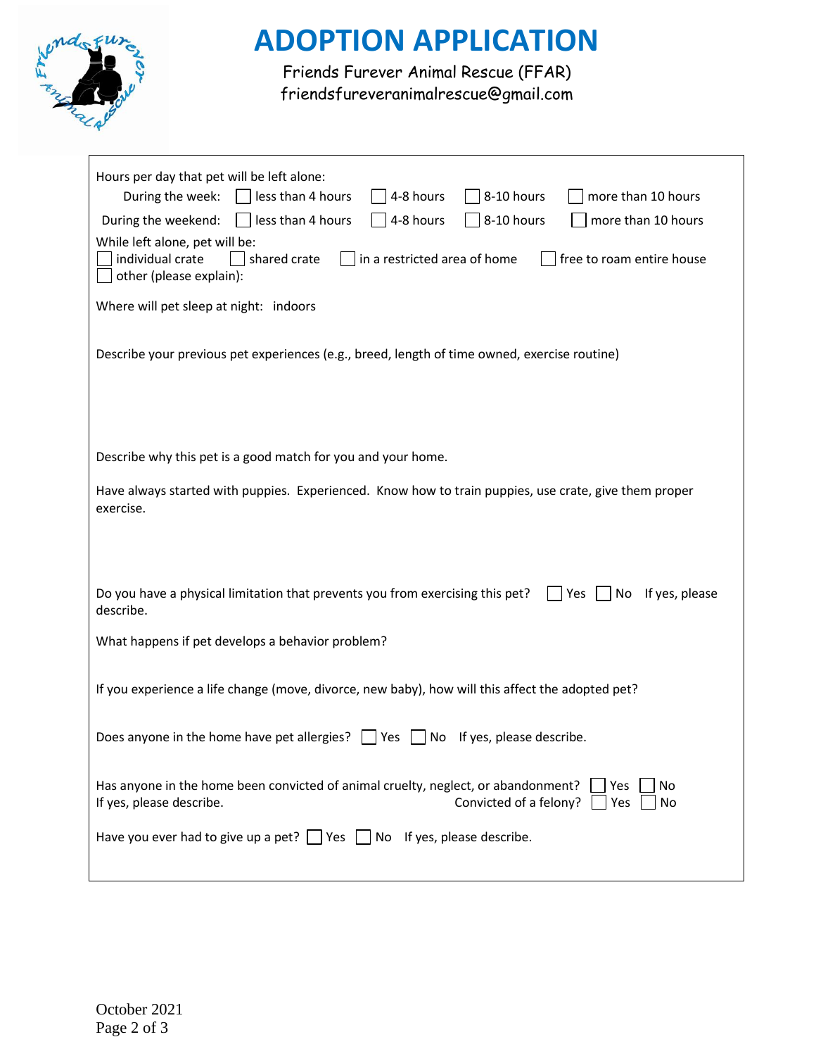# ADOPTION APPLICATION

Friends Furever Animal Rescue (FFAR)
friendsfureveranimalrescue@gmail.com

Hours per day that pet will be left alone:

During the week: ☐ less than 4 hours ☐ 4-8 hours ☐ 8-10 hours ☐ more than 10 hours

During the weekend: ☐ less than 4 hours ☐ 4-8 hours ☐ 8-10 hours ☐ more than 10 hours

While left alone, pet will be:
☐ individual crate ☐ shared crate ☐ in a restricted area of home ☐ free to roam entire house
☐ other (please explain):

Where will pet sleep at night: indoors

Describe your previous pet experiences (e.g., breed, length of time owned, exercise routine)

Describe why this pet is a good match for you and your home.

Have always started with puppies. Experienced. Know how to train puppies, use crate, give them proper exercise.

Do you have a physical limitation that prevents you from exercising this pet? ☐ Yes ☐ No If yes, please describe.

What happens if pet develops a behavior problem?

If you experience a life change (move, divorce, new baby), how will this affect the adopted pet?

Does anyone in the home have pet allergies? ☐ Yes ☐ No If yes, please describe.

Has anyone in the home been convicted of animal cruelty, neglect, or abandonment? ☐ Yes ☐ No
If yes, please describe. Convicted of a felony? ☐ Yes ☐ No

Have you ever had to give up a pet? ☐ Yes ☐ No If yes, please describe.

October 2021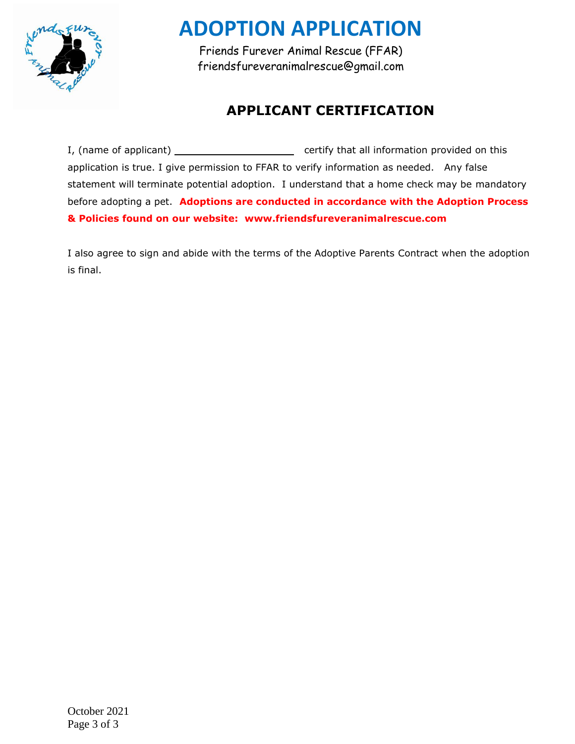# ADOPTION APPLICATION

Friends Furever Animal Rescue (FFAR)
friendsfureveranimalrescue@gmail.com

## APPLICANT CERTIFICATION

I, (name of applicant) ____________________ certify that all information provided on this application is true. I give permission to FFAR to verify information as needed. Any false statement will terminate potential adoption. I understand that a home check may be mandatory before adopting a pet. **Adoptions are conducted in accordance with the Adoption Process & Policies found on our website: www.friendsfureveranimalrescue.com**

I also agree to sign and abide with the terms of the Adoptive Parents Contract when the adoption is final.

October 2021